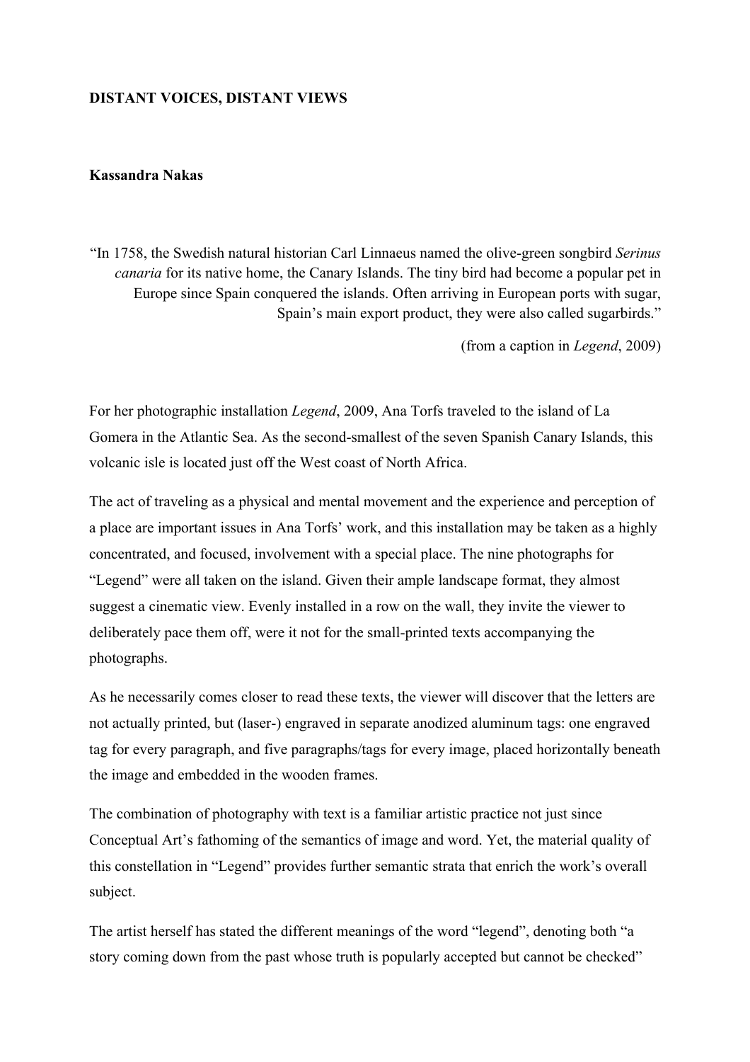**DISTANT VOICES, DISTANT VIEWS**

**Kassandra Nakas**

"In 1758, the Swedish natural historian Carl Linnaeus named the olive-green songbird *Serinus canaria* for its native home, the Canary Islands. The tiny bird had become a popular pet in Europe since Spain conquered the islands. Often arriving in European ports with sugar, Spain's main export product, they were also called sugarbirds."

(from a caption in *Legend*, 2009)

For her photographic installation *Legend*, 2009, Ana Torfs traveled to the island of La Gomera in the Atlantic Sea. As the second-smallest of the seven Spanish Canary Islands, this volcanic isle is located just off the West coast of North Africa.

The act of traveling as a physical and mental movement and the experience and perception of a place are important issues in Ana Torfs' work, and this installation may be taken as a highly concentrated, and focused, involvement with a special place. The nine photographs for "Legend" were all taken on the island. Given their ample landscape format, they almost suggest a cinematic view. Evenly installed in a row on the wall, they invite the viewer to deliberately pace them off, were it not for the small-printed texts accompanying the photographs.

As he necessarily comes closer to read these texts, the viewer will discover that the letters are not actually printed, but (laser-) engraved in separate anodized aluminum tags: one engraved tag for every paragraph, and five paragraphs/tags for every image, placed horizontally beneath the image and embedded in the wooden frames.

The combination of photography with text is a familiar artistic practice not just since Conceptual Art's fathoming of the semantics of image and word. Yet, the material quality of this constellation in "Legend" provides further semantic strata that enrich the work's overall subject.

The artist herself has stated the different meanings of the word "legend", denoting both "a story coming down from the past whose truth is popularly accepted but cannot be checked"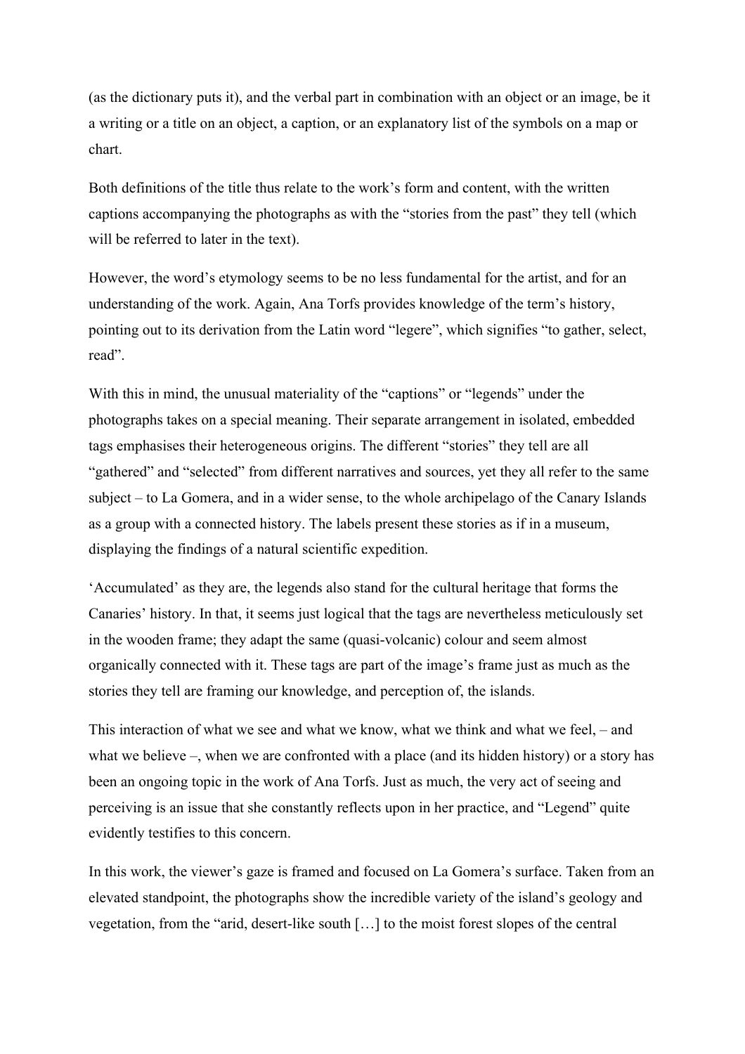(as the dictionary puts it), and the verbal part in combination with an object or an image, be it a writing or a title on an object, a caption, or an explanatory list of the symbols on a map or chart.

Both definitions of the title thus relate to the work's form and content, with the written captions accompanying the photographs as with the "stories from the past" they tell (which will be referred to later in the text).

However, the word's etymology seems to be no less fundamental for the artist, and for an understanding of the work. Again, Ana Torfs provides knowledge of the term's history, pointing out to its derivation from the Latin word "legere", which signifies "to gather, select, read".

With this in mind, the unusual materiality of the "captions" or "legends" under the photographs takes on a special meaning. Their separate arrangement in isolated, embedded tags emphasises their heterogeneous origins. The different "stories" they tell are all "gathered" and "selected" from different narratives and sources, yet they all refer to the same subject – to La Gomera, and in a wider sense, to the whole archipelago of the Canary Islands as a group with a connected history. The labels present these stories as if in a museum, displaying the findings of a natural scientific expedition.

'Accumulated' as they are, the legends also stand for the cultural heritage that forms the Canaries' history. In that, it seems just logical that the tags are nevertheless meticulously set in the wooden frame; they adapt the same (quasi-volcanic) colour and seem almost organically connected with it. These tags are part of the image's frame just as much as the stories they tell are framing our knowledge, and perception of, the islands.

This interaction of what we see and what we know, what we think and what we feel, – and what we believe –, when we are confronted with a place (and its hidden history) or a story has been an ongoing topic in the work of Ana Torfs. Just as much, the very act of seeing and perceiving is an issue that she constantly reflects upon in her practice, and "Legend" quite evidently testifies to this concern.

In this work, the viewer's gaze is framed and focused on La Gomera's surface. Taken from an elevated standpoint, the photographs show the incredible variety of the island's geology and vegetation, from the "arid, desert-like south […] to the moist forest slopes of the central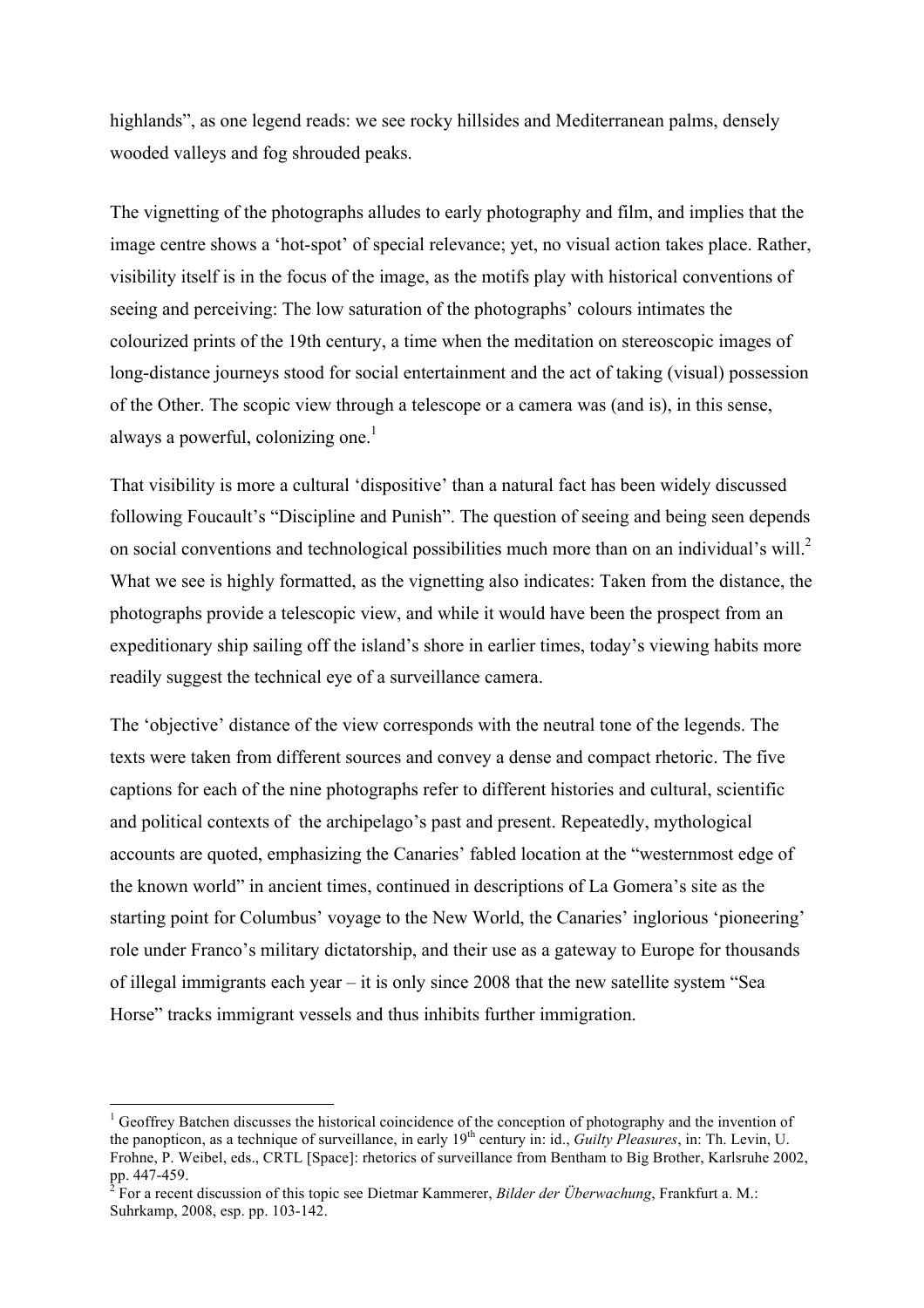highlands", as one legend reads: we see rocky hillsides and Mediterranean palms, densely wooded valleys and fog shrouded peaks.

The vignetting of the photographs alludes to early photography and film, and implies that the image centre shows a 'hot-spot' of special relevance; yet, no visual action takes place. Rather, visibility itself is in the focus of the image, as the motifs play with historical conventions of seeing and perceiving: The low saturation of the photographs' colours intimates the colourized prints of the 19th century, a time when the meditation on stereoscopic images of long-distance journeys stood for social entertainment and the act of taking (visual) possession of the Other. The scopic view through a telescope or a camera was (and is), in this sense, always a powerful, colonizing one.[1]

That visibility is more a cultural 'dispositive' than a natural fact has been widely discussed following Foucault's "Discipline and Punish". The question of seeing and being seen depends on social conventions and technological possibilities much more than on an individual's will.[2] What we see is highly formatted, as the vignetting also indicates: Taken from the distance, the photographs provide a telescopic view, and while it would have been the prospect from an expeditionary ship sailing off the island's shore in earlier times, today's viewing habits more readily suggest the technical eye of a surveillance camera.

The 'objective' distance of the view corresponds with the neutral tone of the legends. The texts were taken from different sources and convey a dense and compact rhetoric. The five captions for each of the nine photographs refer to different histories and cultural, scientific and political contexts of the archipelago's past and present. Repeatedly, mythological accounts are quoted, emphasizing the Canaries' fabled location at the "westernmost edge of the known world" in ancient times, continued in descriptions of La Gomera's site as the starting point for Columbus' voyage to the New World, the Canaries' inglorious 'pioneering' role under Franco's military dictatorship, and their use as a gateway to Europe for thousands of illegal immigrants each year – it is only since 2008 that the new satellite system "Sea Horse" tracks immigrant vessels and thus inhibits further immigration.

---

[1] Geoffrey Batchen discusses the historical coincidence of the conception of photography and the invention of the panopticon, as a technique of surveillance, in early 19th century in: id., *Guilty Pleasures*, in: Th. Levin, U. Frohne, P. Weibel, eds., CRTL [Space]: rhetorics of surveillance from Bentham to Big Brother, Karlsruhe 2002, pp. 447-459.

[2] For a recent discussion of this topic see Dietmar Kammerer, *Bilder der Überwachung*, Frankfurt a. M.: Suhrkamp, 2008, esp. pp. 103-142.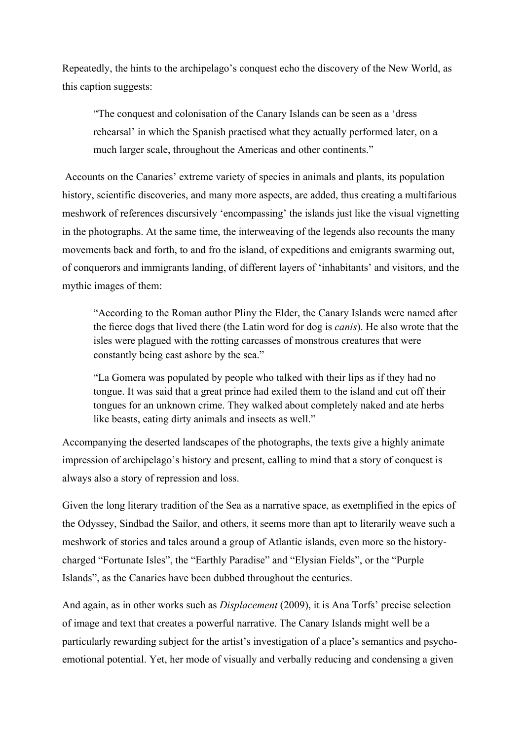Repeatedly, the hints to the archipelago's conquest echo the discovery of the New World, as this caption suggests:

> "The conquest and colonisation of the Canary Islands can be seen as a 'dress rehearsal' in which the Spanish practised what they actually performed later, on a much larger scale, throughout the Americas and other continents."

Accounts on the Canaries' extreme variety of species in animals and plants, its population history, scientific discoveries, and many more aspects, are added, thus creating a multifarious meshwork of references discursively 'encompassing' the islands just like the visual vignetting in the photographs. At the same time, the interweaving of the legends also recounts the many movements back and forth, to and fro the island, of expeditions and emigrants swarming out, of conquerors and immigrants landing, of different layers of 'inhabitants' and visitors, and the mythic images of them:

> "According to the Roman author Pliny the Elder, the Canary Islands were named after the fierce dogs that lived there (the Latin word for dog is *canis*). He also wrote that the isles were plagued with the rotting carcasses of monstrous creatures that were constantly being cast ashore by the sea."

> "La Gomera was populated by people who talked with their lips as if they had no tongue. It was said that a great prince had exiled them to the island and cut off their tongues for an unknown crime. They walked about completely naked and ate herbs like beasts, eating dirty animals and insects as well."

Accompanying the deserted landscapes of the photographs, the texts give a highly animate impression of archipelago's history and present, calling to mind that a story of conquest is always also a story of repression and loss.

Given the long literary tradition of the Sea as a narrative space, as exemplified in the epics of the Odyssey, Sindbad the Sailor, and others, it seems more than apt to literarily weave such a meshwork of stories and tales around a group of Atlantic islands, even more so the history-charged "Fortunate Isles", the "Earthly Paradise" and "Elysian Fields", or the "Purple Islands", as the Canaries have been dubbed throughout the centuries.

And again, as in other works such as *Displacement* (2009), it is Ana Torfs' precise selection of image and text that creates a powerful narrative. The Canary Islands might well be a particularly rewarding subject for the artist's investigation of a place's semantics and psycho-emotional potential. Yet, her mode of visually and verbally reducing and condensing a given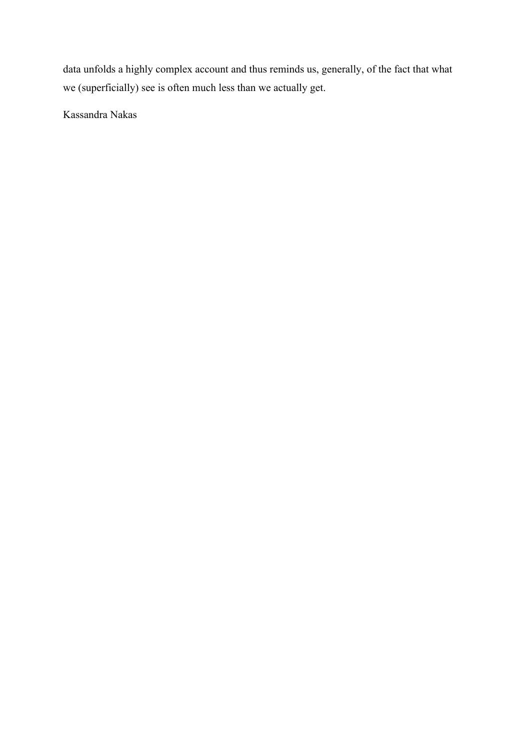data unfolds a highly complex account and thus reminds us, generally, of the fact that what we (superficially) see is often much less than we actually get.

Kassandra Nakas